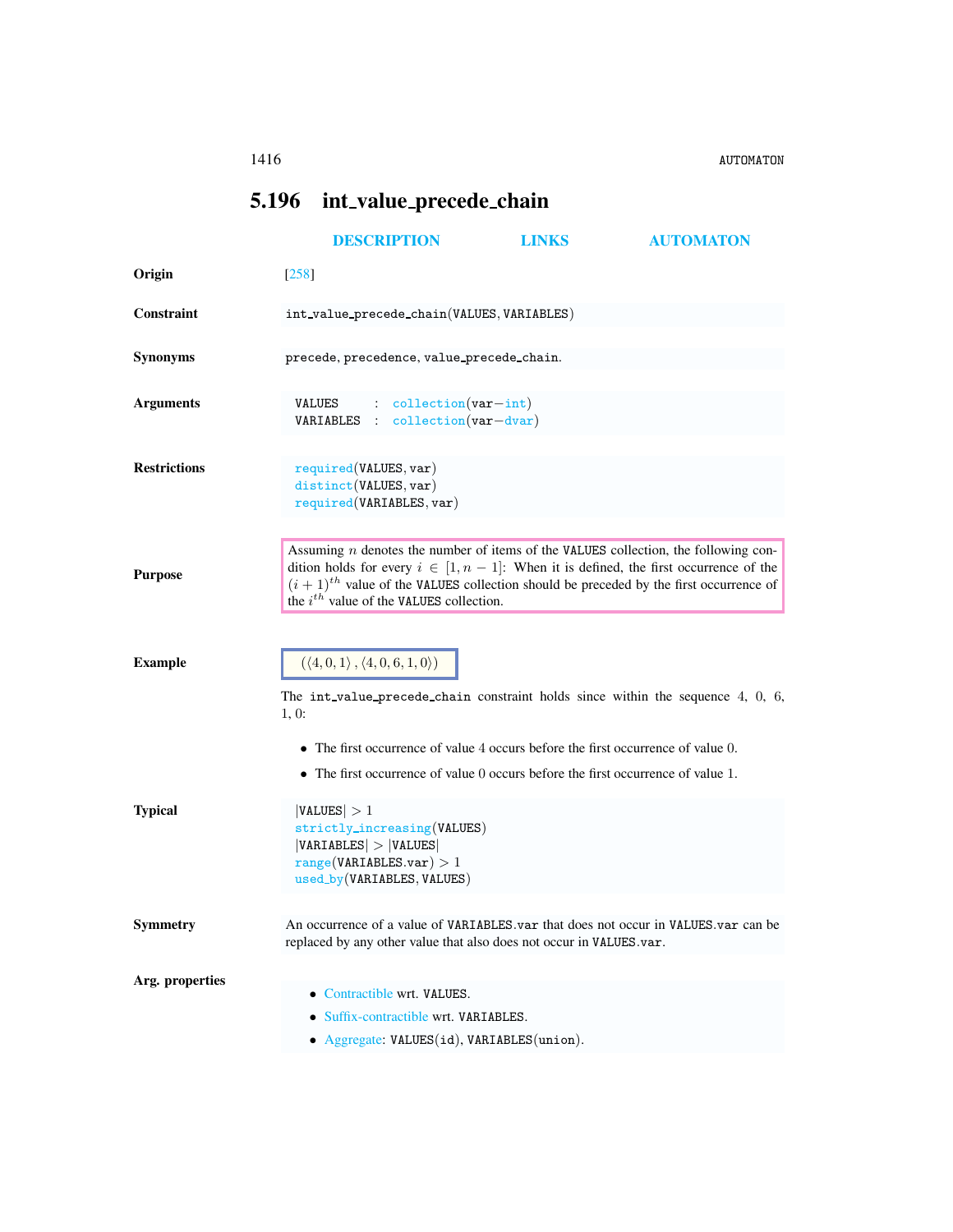## 5.196 int_value_precede_chain

DESCRIPTION LINKS AUTOMATON

**Origin** [258]

**Constraint** `int_value_precede_chain(VALUES, VARIABLES)`

**Synonyms** `precede`, `precedence`, `value_precede_chain`.

**Arguments**

```
VALUES    : collection(var-int)
VARIABLES : collection(var-dvar)
```

**Restrictions**

```
required(VALUES, var)
distinct(VALUES, var)
required(VARIABLES, var)
```

**Purpose**

Assuming $n$ denotes the number of items of the VALUES collection, the following condition holds for every $i \in [1, n-1]$: When it is defined, the first occurrence of the $(i+1)^{th}$ value of the VALUES collection should be preceded by the first occurrence of the $i^{th}$ value of the VALUES collection.

**Example**

$(\langle 4, 0, 1\rangle, \langle 4, 0, 6, 1, 0\rangle)$

The `int_value_precede_chain` constraint holds since within the sequence 4, 0, 6, 1, 0:

- The first occurrence of value 4 occurs before the first occurrence of value 0.
- The first occurrence of value 0 occurs before the first occurrence of value 1.

**Typical**

```
|VALUES| > 1
strictly_increasing(VALUES)
|VARIABLES| > |VALUES|
range(VARIABLES.var) > 1
used_by(VARIABLES, VALUES)
```

**Symmetry**

An occurrence of a value of `VARIABLES.var` that does not occur in `VALUES.var` can be replaced by any other value that also does not occur in `VALUES.var`.

**Arg. properties**

- Contractible wrt. `VALUES`.
- Suffix-contractible wrt. `VARIABLES`.
- Aggregate: `VALUES(id)`, `VARIABLES(union)`.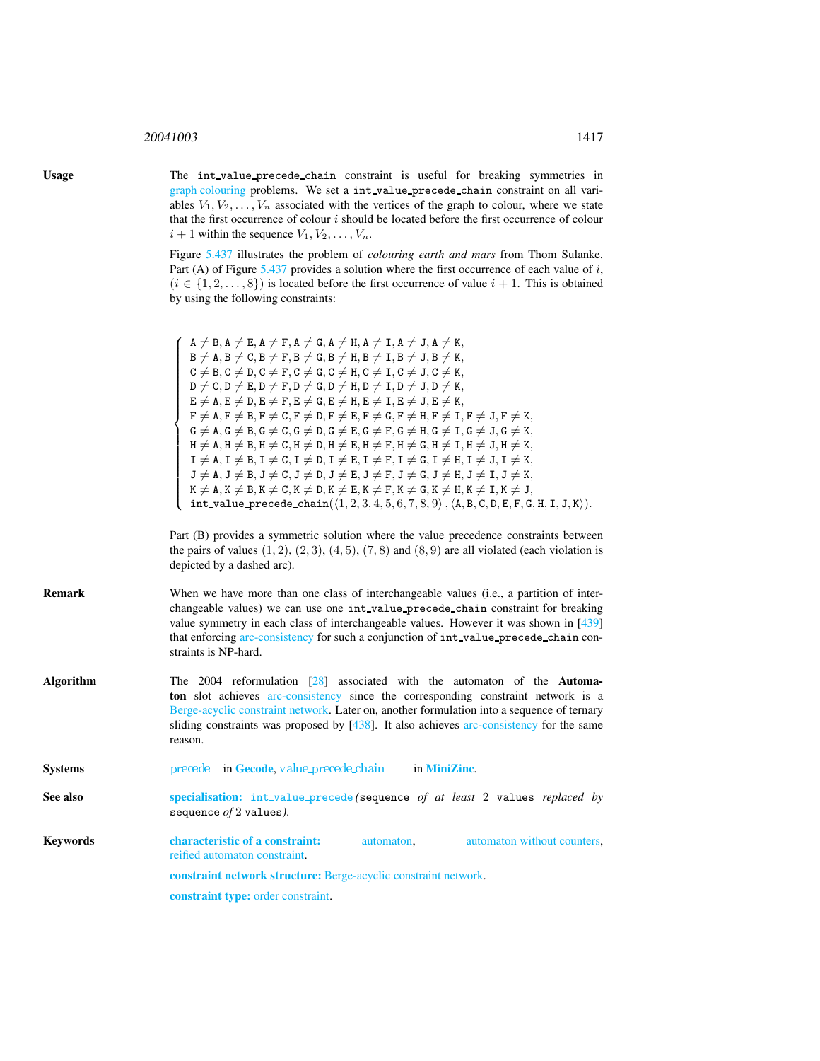**Usage**

The int_value_precede_chain constraint is useful for breaking symmetries in graph colouring problems. We set a int_value_precede_chain constraint on all variables $V_1, V_2, \ldots, V_n$ associated with the vertices of the graph to colour, where we state that the first occurrence of colour $i$ should be located before the first occurrence of colour $i+1$ within the sequence $V_1, V_2, \ldots, V_n$.

Figure 5.437 illustrates the problem of *colouring earth and mars* from Thom Sulanke. Part (A) of Figure 5.437 provides a solution where the first occurrence of each value of $i$, ($i \in \{1, 2, \ldots, 8\}$) is located before the first occurrence of value $i+1$. This is obtained by using the following constraints:

$$
\left\{
\begin{array}{l}
\mathtt{A} \neq \mathtt{B}, \mathtt{A} \neq \mathtt{E}, \mathtt{A} \neq \mathtt{F}, \mathtt{A} \neq \mathtt{G}, \mathtt{A} \neq \mathtt{H}, \mathtt{A} \neq \mathtt{I}, \mathtt{A} \neq \mathtt{J}, \mathtt{A} \neq \mathtt{K}, \\
\mathtt{B} \neq \mathtt{A}, \mathtt{B} \neq \mathtt{C}, \mathtt{B} \neq \mathtt{F}, \mathtt{B} \neq \mathtt{G}, \mathtt{B} \neq \mathtt{H}, \mathtt{B} \neq \mathtt{I}, \mathtt{B} \neq \mathtt{J}, \mathtt{B} \neq \mathtt{K}, \\
\mathtt{C} \neq \mathtt{B}, \mathtt{C} \neq \mathtt{D}, \mathtt{C} \neq \mathtt{F}, \mathtt{C} \neq \mathtt{G}, \mathtt{C} \neq \mathtt{H}, \mathtt{C} \neq \mathtt{I}, \mathtt{C} \neq \mathtt{J}, \mathtt{C} \neq \mathtt{K}, \\
\mathtt{D} \neq \mathtt{C}, \mathtt{D} \neq \mathtt{E}, \mathtt{D} \neq \mathtt{F}, \mathtt{D} \neq \mathtt{G}, \mathtt{D} \neq \mathtt{H}, \mathtt{D} \neq \mathtt{I}, \mathtt{D} \neq \mathtt{J}, \mathtt{D} \neq \mathtt{K}, \\
\mathtt{E} \neq \mathtt{A}, \mathtt{E} \neq \mathtt{D}, \mathtt{E} \neq \mathtt{F}, \mathtt{E} \neq \mathtt{G}, \mathtt{E} \neq \mathtt{H}, \mathtt{E} \neq \mathtt{I}, \mathtt{E} \neq \mathtt{J}, \mathtt{E} \neq \mathtt{K}, \\
\mathtt{F} \neq \mathtt{A}, \mathtt{F} \neq \mathtt{B}, \mathtt{F} \neq \mathtt{C}, \mathtt{F} \neq \mathtt{D}, \mathtt{F} \neq \mathtt{E}, \mathtt{F} \neq \mathtt{G}, \mathtt{F} \neq \mathtt{H}, \mathtt{F} \neq \mathtt{I}, \mathtt{F} \neq \mathtt{J}, \mathtt{F} \neq \mathtt{K}, \\
\mathtt{G} \neq \mathtt{A}, \mathtt{G} \neq \mathtt{B}, \mathtt{G} \neq \mathtt{C}, \mathtt{G} \neq \mathtt{D}, \mathtt{G} \neq \mathtt{E}, \mathtt{G} \neq \mathtt{F}, \mathtt{G} \neq \mathtt{H}, \mathtt{G} \neq \mathtt{I}, \mathtt{G} \neq \mathtt{J}, \mathtt{G} \neq \mathtt{K}, \\
\mathtt{H} \neq \mathtt{A}, \mathtt{H} \neq \mathtt{B}, \mathtt{H} \neq \mathtt{C}, \mathtt{H} \neq \mathtt{D}, \mathtt{H} \neq \mathtt{E}, \mathtt{H} \neq \mathtt{F}, \mathtt{H} \neq \mathtt{G}, \mathtt{H} \neq \mathtt{I}, \mathtt{H} \neq \mathtt{J}, \mathtt{H} \neq \mathtt{K}, \\
\mathtt{I} \neq \mathtt{A}, \mathtt{I} \neq \mathtt{B}, \mathtt{I} \neq \mathtt{C}, \mathtt{I} \neq \mathtt{D}, \mathtt{I} \neq \mathtt{E}, \mathtt{I} \neq \mathtt{F}, \mathtt{I} \neq \mathtt{G}, \mathtt{I} \neq \mathtt{H}, \mathtt{I} \neq \mathtt{J}, \mathtt{I} \neq \mathtt{K}, \\
\mathtt{J} \neq \mathtt{A}, \mathtt{J} \neq \mathtt{B}, \mathtt{J} \neq \mathtt{C}, \mathtt{J} \neq \mathtt{D}, \mathtt{J} \neq \mathtt{E}, \mathtt{J} \neq \mathtt{F}, \mathtt{J} \neq \mathtt{G}, \mathtt{J} \neq \mathtt{H}, \mathtt{J} \neq \mathtt{I}, \mathtt{J} \neq \mathtt{K}, \\
\mathtt{K} \neq \mathtt{A}, \mathtt{K} \neq \mathtt{B}, \mathtt{K} \neq \mathtt{C}, \mathtt{K} \neq \mathtt{D}, \mathtt{K} \neq \mathtt{E}, \mathtt{K} \neq \mathtt{F}, \mathtt{K} \neq \mathtt{G}, \mathtt{K} \neq \mathtt{H}, \mathtt{K} \neq \mathtt{I}, \mathtt{K} \neq \mathtt{J}, \\
\mathtt{int\_value\_precede\_chain}(\langle 1,2,3,4,5,6,7,8,9\rangle, \langle \mathtt{A},\mathtt{B},\mathtt{C},\mathtt{D},\mathtt{E},\mathtt{F},\mathtt{G},\mathtt{H},\mathtt{I},\mathtt{J},\mathtt{K}\rangle).
\end{array}
\right.
$$

Part (B) provides a symmetric solution where the value precedence constraints between the pairs of values $(1,2)$, $(2,3)$, $(4,5)$, $(7,8)$ and $(8,9)$ are all violated (each violation is depicted by a dashed arc).

**Remark**

When we have more than one class of interchangeable values (i.e., a partition of interchangeable values) we can use one int_value_precede_chain constraint for breaking value symmetry in each class of interchangeable values. However it was shown in [439] that enforcing arc-consistency for such a conjunction of int_value_precede_chain constraints is NP-hard.

**Algorithm**

The 2004 reformulation [28] associated with the automaton of the **Automaton** slot achieves arc-consistency since the corresponding constraint network is a Berge-acyclic constraint network. Later on, another formulation into a sequence of ternary sliding constraints was proposed by [438]. It also achieves arc-consistency for the same reason.

**Systems**

precede in **Gecode**, value_precede_chain in **MiniZinc**.

**See also**

**specialisation:** int_value_precede (sequence *of at least* 2 values *replaced by* sequence *of* 2 values).

**Keywords**

**characteristic of a constraint:** automaton, automaton without counters, reified automaton constraint.

**constraint network structure:** Berge-acyclic constraint network.

**constraint type:** order constraint.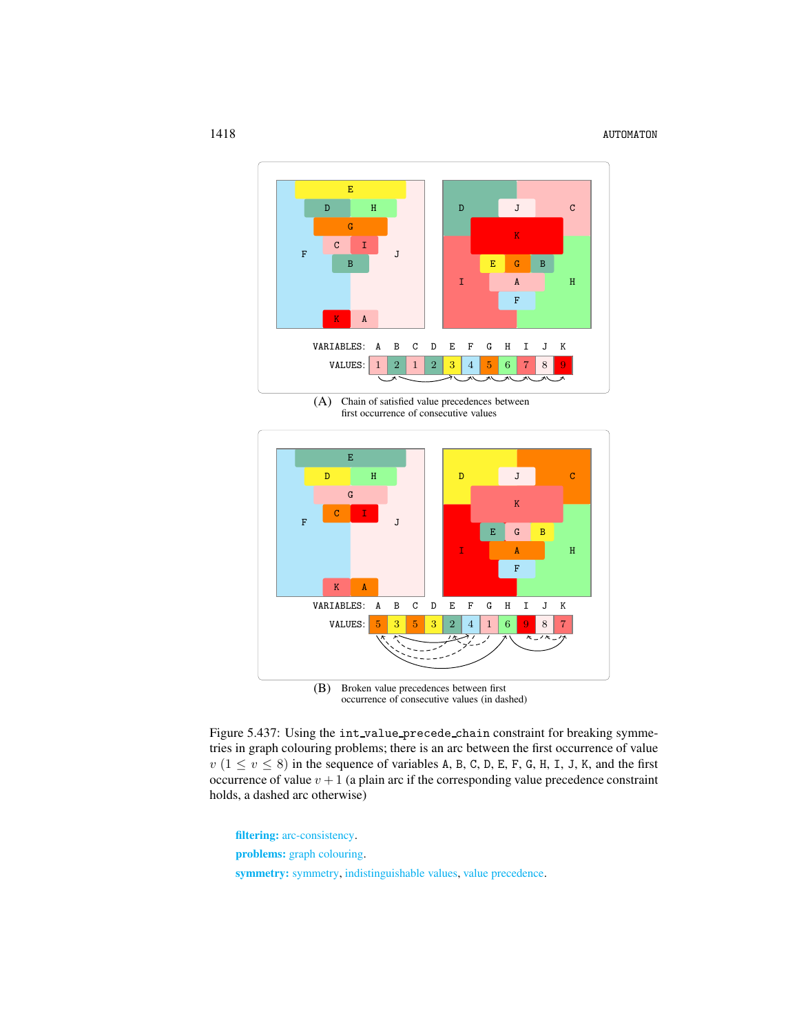VARIABLES: A B C D E F G H I J K

VALUES: 1 2 1 2 3 4 5 6 7 8 9

(A) Chain of satisfied value precedences between first occurrence of consecutive values

VARIABLES: A B C D E F G H I J K

VALUES: 5 3 5 3 2 4 1 6 9 8 7

(B) Broken value precedences between first occurrence of consecutive values (in dashed)

Figure 5.437: Using the `int_value_precede_chain` constraint for breaking symmetries in graph colouring problems; there is an arc between the first occurrence of value $v$ $(1 \leq v \leq 8)$ in the sequence of variables A, B, C, D, E, F, G, H, I, J, K, and the first occurrence of value $v+1$ (a plain arc if the corresponding value precedence constraint holds, a dashed arc otherwise)

**filtering:** arc-consistency.

**problems:** graph colouring.

**symmetry:** symmetry, indistinguishable values, value precedence.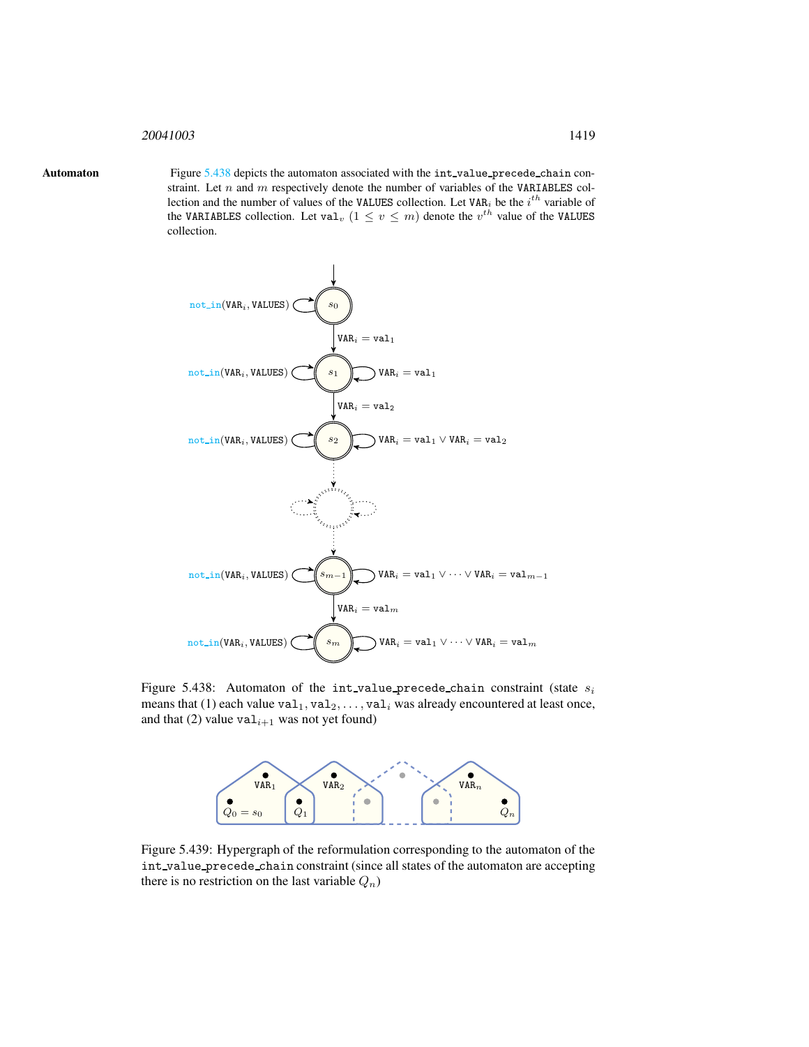**Automaton**

Figure 5.438 depicts the automaton associated with the `int_value_precede_chain` constraint. Let $n$ and $m$ respectively denote the number of variables of the `VARIABLES` collection and the number of values of the `VALUES` collection. Let $\mathtt{VAR}_i$ be the $i^{th}$ variable of the `VARIABLES` collection. Let $\mathtt{val}_v$ $(1 \leq v \leq m)$ denote the $v^{th}$ value of the `VALUES` collection.

Figure 5.438: Automaton of the `int_value_precede_chain` constraint (state $s_i$ means that (1) each value $\mathtt{val}_1, \mathtt{val}_2, \ldots, \mathtt{val}_i$ was already encountered at least once, and that (2) value $\mathtt{val}_{i+1}$ was not yet found)

Figure 5.439: Hypergraph of the reformulation corresponding to the automaton of the `int_value_precede_chain` constraint (since all states of the automaton are accepting there is no restriction on the last variable $Q_n$)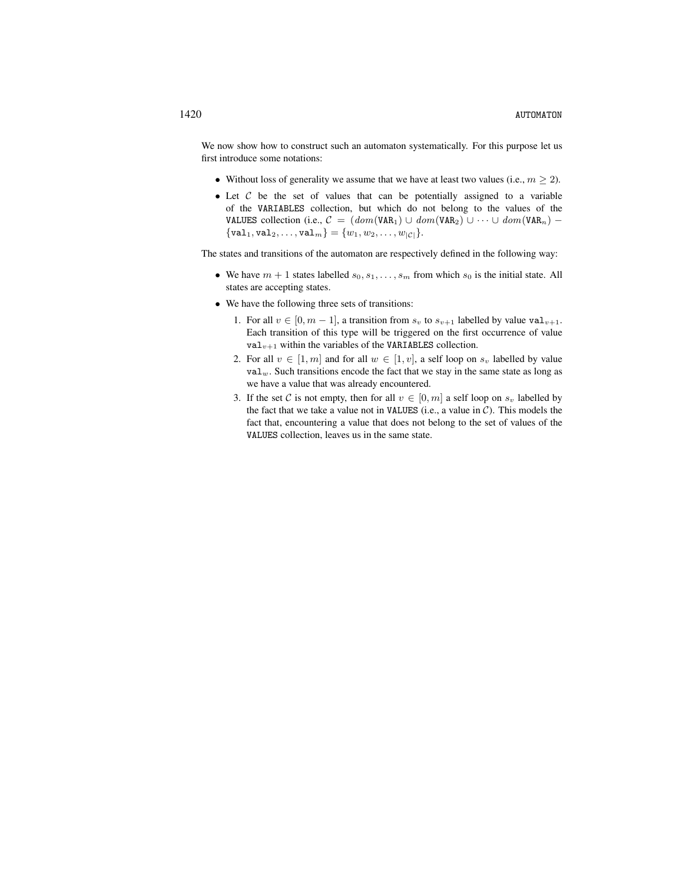We now show how to construct such an automaton systematically. For this purpose let us first introduce some notations:

- Without loss of generality we assume that we have at least two values (i.e., $m \geq 2$).
- Let $\mathcal{C}$ be the set of values that can be potentially assigned to a variable of the VARIABLES collection, but which do not belong to the values of the VALUES collection (i.e., $\mathcal{C} = (dom(\mathtt{VAR}_1) \cup dom(\mathtt{VAR}_2) \cup \cdots \cup dom(\mathtt{VAR}_n) - \{\mathtt{val}_1, \mathtt{val}_2, \ldots, \mathtt{val}_m\} = \{w_1, w_2, \ldots, w_{|\mathcal{C}|}\}$.

The states and transitions of the automaton are respectively defined in the following way:

- We have $m + 1$ states labelled $s_0, s_1, \ldots, s_m$ from which $s_0$ is the initial state. All states are accepting states.
- We have the following three sets of transitions:
  1. For all $v \in [0, m-1]$, a transition from $s_v$ to $s_{v+1}$ labelled by value $\mathtt{val}_{v+1}$. Each transition of this type will be triggered on the first occurrence of value $\mathtt{val}_{v+1}$ within the variables of the VARIABLES collection.
  2. For all $v \in [1, m]$ and for all $w \in [1, v]$, a self loop on $s_v$ labelled by value $\mathtt{val}_w$. Such transitions encode the fact that we stay in the same state as long as we have a value that was already encountered.
  3. If the set $\mathcal{C}$ is not empty, then for all $v \in [0, m]$ a self loop on $s_v$ labelled by the fact that we take a value not in VALUES (i.e., a value in $\mathcal{C}$). This models the fact that, encountering a value that does not belong to the set of values of the VALUES collection, leaves us in the same state.